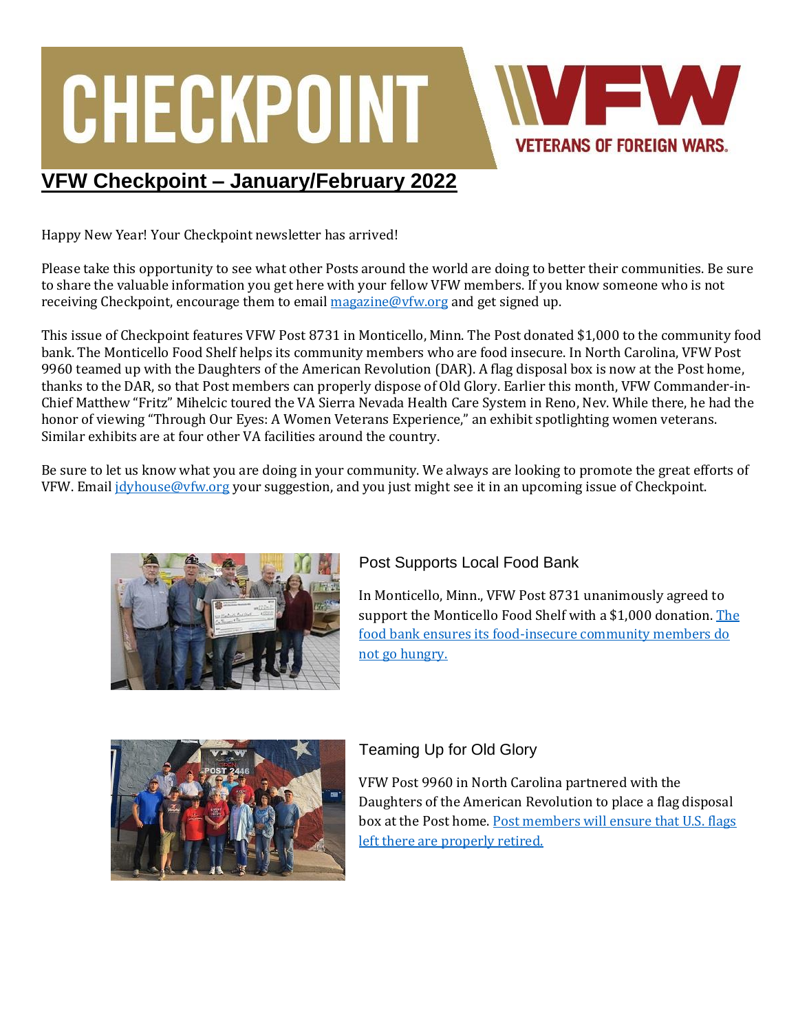# VFW Checkpoint – January/February 2022

Happy New Year! Your Checkpoint newsletter has arrived!

Please take this opportunity to see what other Posts around the world are doing to better their communities. Be sure to share the valuable information you get here with your fellow VFW members. If you know someone who is not receiving Checkpoint, encourage them to email magazine@vfw.org and get signed up.

This issue of Checkpoint features VFW Post 8731 in Monticello, Minn. The Post donated $1,000 to the community food bank. The Monticello Food Shelf helps its community members who are food insecure. In North Carolina, VFW Post 9960 teamed up with the Daughters of the American Revolution (DAR). A flag disposal box is now at the Post home, thanks to the DAR, so that Post members can properly dispose of Old Glory. Earlier this month, VFW Commander-in-Chief Matthew "Fritz" Mihelcic toured the VA Sierra Nevada Health Care System in Reno, Nev. While there, he had the honor of viewing "Through Our Eyes: A Women Veterans Experience," an exhibit spotlighting women veterans. Similar exhibits are at four other VA facilities around the country.

Be sure to let us know what you are doing in your community. We always are looking to promote the great efforts of VFW. Email jdyhouse@vfw.org your suggestion, and you just might see it in an upcoming issue of Checkpoint.

## Post Supports Local Food Bank

In Monticello, Minn., VFW Post 8731 unanimously agreed to support the Monticello Food Shelf with a $1,000 donation. The food bank ensures its food-insecure community members do not go hungry.

## Teaming Up for Old Glory

VFW Post 9960 in North Carolina partnered with the Daughters of the American Revolution to place a flag disposal box at the Post home. Post members will ensure that U.S. flags left there are properly retired.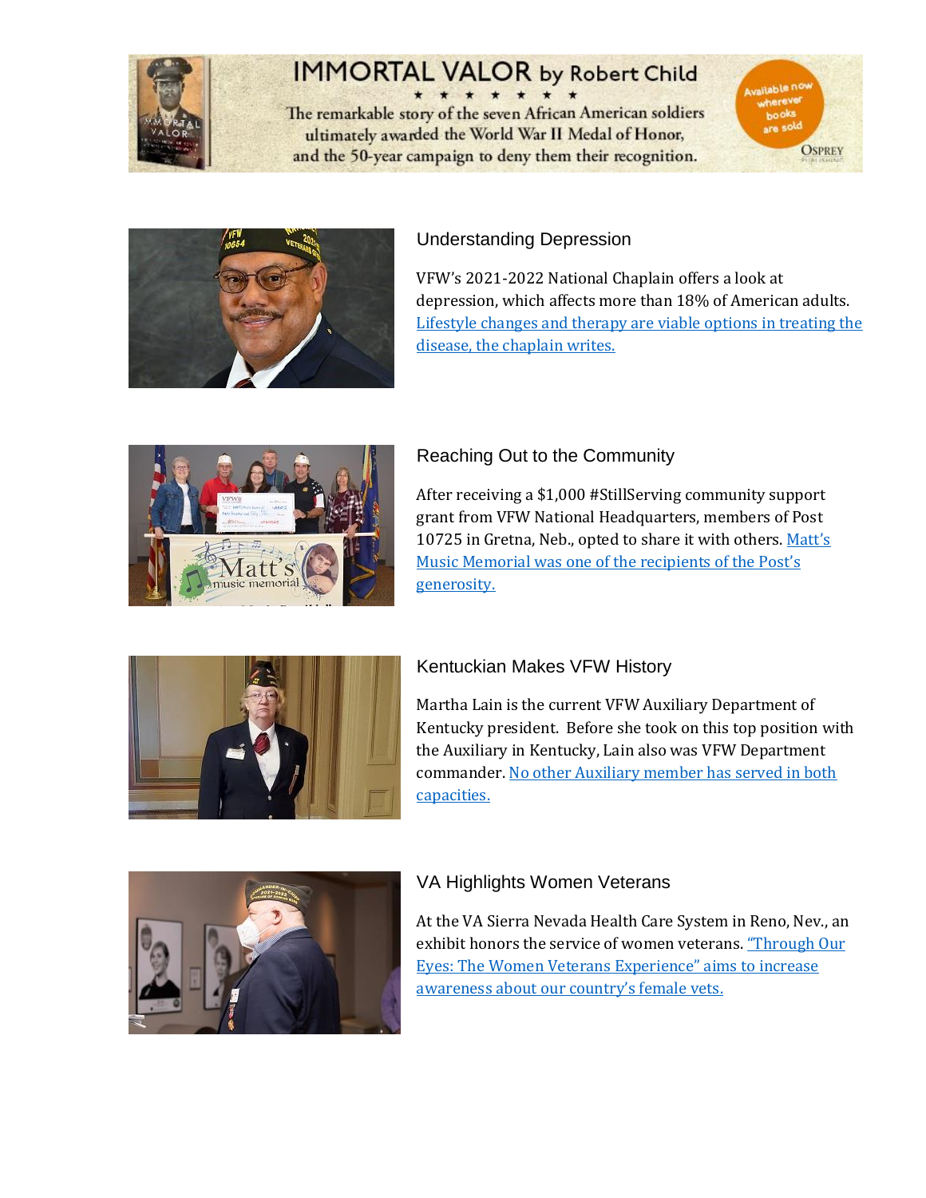IMMORTAL VALOR by Robert Child

The remarkable story of the seven African American soldiers ultimately awarded the World War II Medal of Honor, and the 50-year campaign to deny them their recognition.

Available now wherever books are sold

Osprey

## Understanding Depression

VFW's 2021-2022 National Chaplain offers a look at depression, which affects more than 18% of American adults. Lifestyle changes and therapy are viable options in treating the disease, the chaplain writes.

## Reaching Out to the Community

After receiving a $1,000 #StillServing community support grant from VFW National Headquarters, members of Post 10725 in Gretna, Neb., opted to share it with others. Matt's Music Memorial was one of the recipients of the Post's generosity.

## Kentuckian Makes VFW History

Martha Lain is the current VFW Auxiliary Department of Kentucky president. Before she took on this top position with the Auxiliary in Kentucky, Lain also was VFW Department commander. No other Auxiliary member has served in both capacities.

## VA Highlights Women Veterans

At the VA Sierra Nevada Health Care System in Reno, Nev., an exhibit honors the service of women veterans. "Through Our Eyes: The Women Veterans Experience" aims to increase awareness about our country's female vets.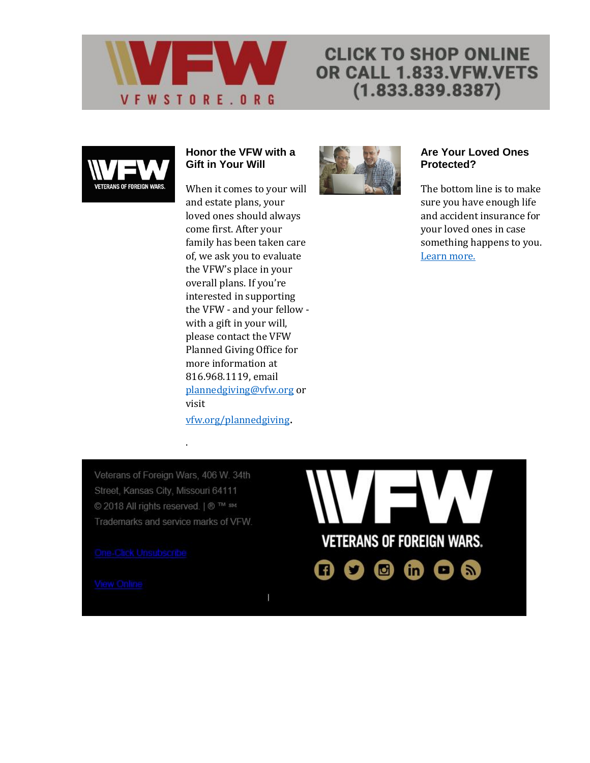CLICK TO SHOP ONLINE OR CALL 1.833.VFW.VETS (1.833.839.8387)

VFWSTORE.ORG

### Honor the VFW with a Gift in Your Will

When it comes to your will and estate plans, your loved ones should always come first. After your family has been taken care of, we ask you to evaluate the VFW's place in your overall plans. If you're interested in supporting the VFW - and your fellow - with a gift in your will, please contact the VFW Planned Giving Office for more information at 816.968.1119, email plannedgiving@vfw.org or visit

vfw.org/plannedgiving.

.

### Are Your Loved Ones Protected?

The bottom line is to make sure you have enough life and accident insurance for your loved ones in case something happens to you. Learn more.

Veterans of Foreign Wars, 406 W. 34th Street, Kansas City, Missouri 64111
© 2018 All rights reserved. | ® ™ SM Trademarks and service marks of VFW.

One-Click Unsubscribe

View Online